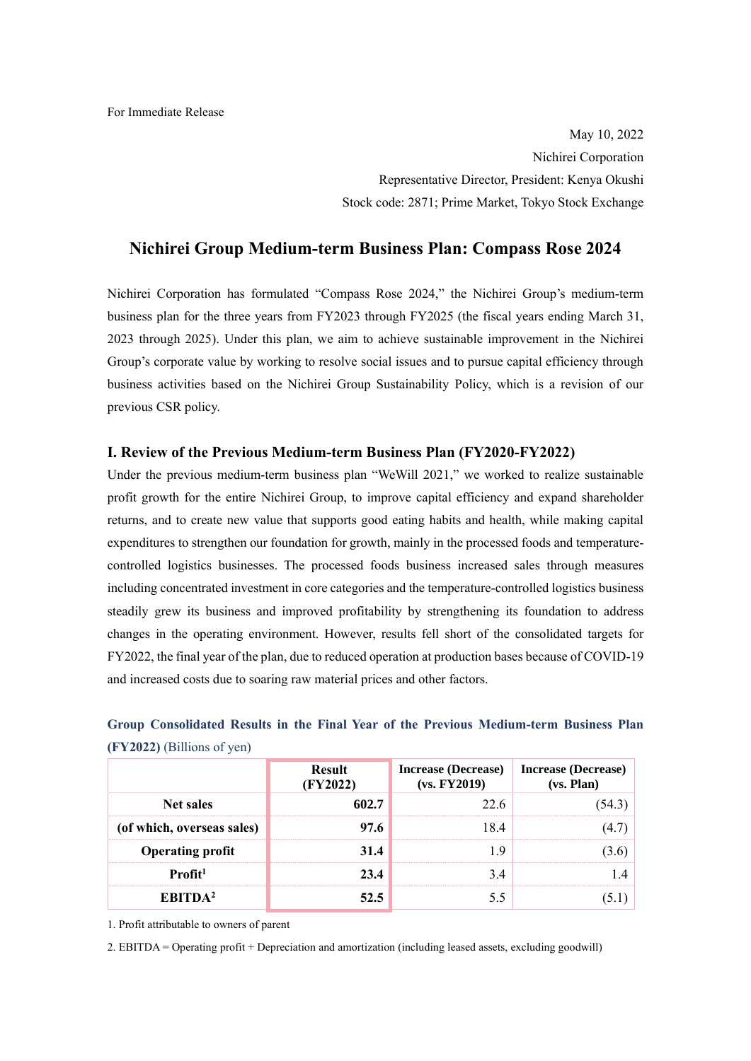For Immediate Release

May 10, 2022
Nichirei Corporation
Representative Director, President: Kenya Okushi
Stock code: 2871; Prime Market, Tokyo Stock Exchange

# Nichirei Group Medium-term Business Plan: Compass Rose 2024

Nichirei Corporation has formulated "Compass Rose 2024," the Nichirei Group's medium-term business plan for the three years from FY2023 through FY2025 (the fiscal years ending March 31, 2023 through 2025). Under this plan, we aim to achieve sustainable improvement in the Nichirei Group's corporate value by working to resolve social issues and to pursue capital efficiency through business activities based on the Nichirei Group Sustainability Policy, which is a revision of our previous CSR policy.

## I. Review of the Previous Medium-term Business Plan (FY2020-FY2022)

Under the previous medium-term business plan "WeWill 2021," we worked to realize sustainable profit growth for the entire Nichirei Group, to improve capital efficiency and expand shareholder returns, and to create new value that supports good eating habits and health, while making capital expenditures to strengthen our foundation for growth, mainly in the processed foods and temperature-controlled logistics businesses. The processed foods business increased sales through measures including concentrated investment in core categories and the temperature-controlled logistics business steadily grew its business and improved profitability by strengthening its foundation to address changes in the operating environment. However, results fell short of the consolidated targets for FY2022, the final year of the plan, due to reduced operation at production bases because of COVID-19 and increased costs due to soaring raw material prices and other factors.

**Group Consolidated Results in the Final Year of the Previous Medium-term Business Plan (FY2022)** (Billions of yen)

| | Result (FY2022) | Increase (Decrease) (vs. FY2019) | Increase (Decrease) (vs. Plan) |
|---|---|---|---|
| Net sales | 602.7 | 22.6 | (54.3) |
| (of which, overseas sales) | 97.6 | 18.4 | (4.7) |
| Operating profit | 31.4 | 1.9 | (3.6) |
| Profit[1] | 23.4 | 3.4 | 1.4 |
| EBITDA[2] | 52.5 | 5.5 | (5.1) |

1. Profit attributable to owners of parent

2. EBITDA = Operating profit + Depreciation and amortization (including leased assets, excluding goodwill)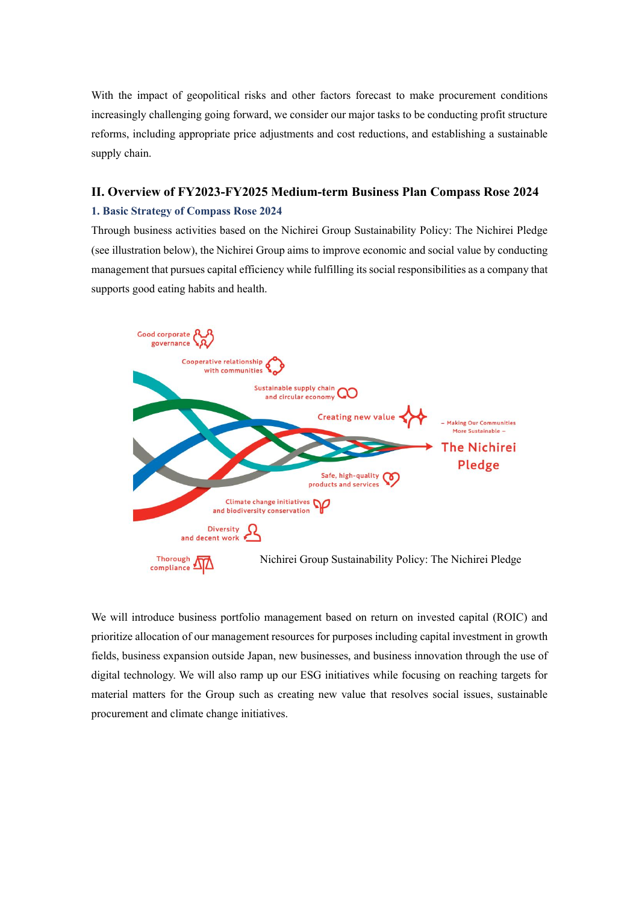With the impact of geopolitical risks and other factors forecast to make procurement conditions increasingly challenging going forward, we consider our major tasks to be conducting profit structure reforms, including appropriate price adjustments and cost reductions, and establishing a sustainable supply chain.

## II. Overview of FY2023-FY2025 Medium-term Business Plan Compass Rose 2024

### 1. Basic Strategy of Compass Rose 2024

Through business activities based on the Nichirei Group Sustainability Policy: The Nichirei Pledge (see illustration below), the Nichirei Group aims to improve economic and social value by conducting management that pursues capital efficiency while fulfilling its social responsibilities as a company that supports good eating habits and health.

Good corporate governance

Cooperative relationship with communities

Sustainable supply chain and circular economy

Creating new value

– Making Our Communities More Sustainable –

The Nichirei Pledge

Safe, high-quality products and services

Climate change initiatives and biodiversity conservation

Diversity and decent work

Thorough compliance

Nichirei Group Sustainability Policy: The Nichirei Pledge

We will introduce business portfolio management based on return on invested capital (ROIC) and prioritize allocation of our management resources for purposes including capital investment in growth fields, business expansion outside Japan, new businesses, and business innovation through the use of digital technology. We will also ramp up our ESG initiatives while focusing on reaching targets for material matters for the Group such as creating new value that resolves social issues, sustainable procurement and climate change initiatives.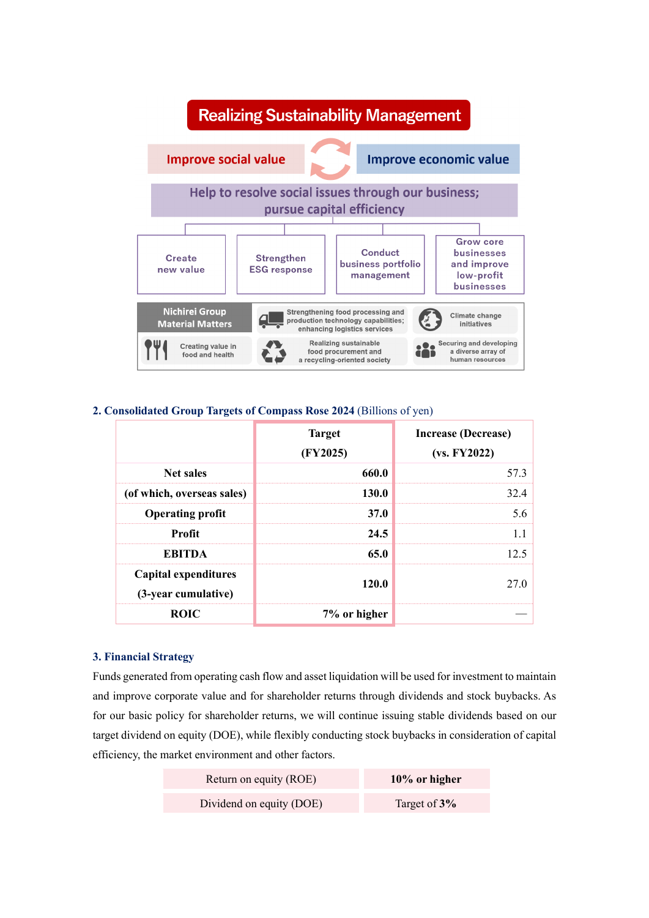## Realizing Sustainability Management

**Improve social value** ⇄ **Improve economic value**

**Help to resolve social issues through our business; pursue capital efficiency**

- Create new value
- Strengthen ESG response
- Conduct business portfolio management
- Grow core businesses and improve low-profit businesses

**Nichirei Group Material Matters**

- Strengthening food processing and production technology capabilities; enhancing logistics services
- Climate change initiatives
- Creating value in food and health
- Realizing sustainable food procurement and a recycling-oriented society
- Securing and developing a diverse array of human resources

### 2. Consolidated Group Targets of Compass Rose 2024 (Billions of yen)

| | Target (FY2025) | Increase (Decrease) (vs. FY2022) |
|---|---|---|
| Net sales | 660.0 | 57.3 |
| (of which, overseas sales) | 130.0 | 32.4 |
| Operating profit | 37.0 | 5.6 |
| Profit | 24.5 | 1.1 |
| EBITDA | 65.0 | 12.5 |
| Capital expenditures (3-year cumulative) | 120.0 | 27.0 |
| ROIC | 7% or higher | — |

### 3. Financial Strategy

Funds generated from operating cash flow and asset liquidation will be used for investment to maintain and improve corporate value and for shareholder returns through dividends and stock buybacks. As for our basic policy for shareholder returns, we will continue issuing stable dividends based on our target dividend on equity (DOE), while flexibly conducting stock buybacks in consideration of capital efficiency, the market environment and other factors.

| | |
|---|---|
| Return on equity (ROE) | **10% or higher** |
| Dividend on equity (DOE) | Target of **3%** |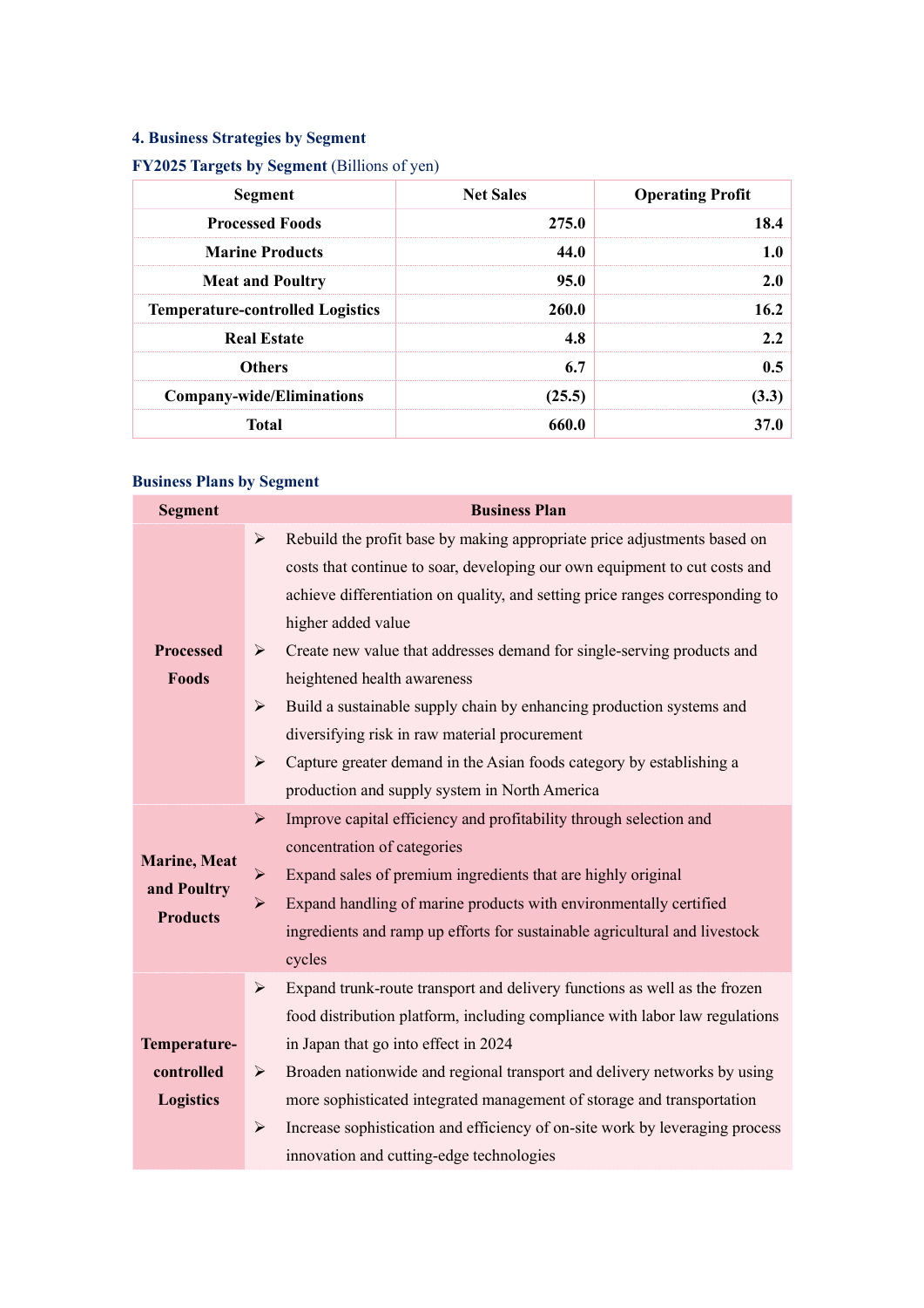### 4. Business Strategies by Segment

**FY2025 Targets by Segment** (Billions of yen)

| Segment | Net Sales | Operating Profit |
|---|---|---|
| Processed Foods | 275.0 | 18.4 |
| Marine Products | 44.0 | 1.0 |
| Meat and Poultry | 95.0 | 2.0 |
| Temperature-controlled Logistics | 260.0 | 16.2 |
| Real Estate | 4.8 | 2.2 |
| Others | 6.7 | 0.5 |
| Company-wide/Eliminations | (25.5) | (3.3) |
| Total | 660.0 | 37.0 |

**Business Plans by Segment**

| Segment | Business Plan |
|---|---|
| Processed Foods | ➢ Rebuild the profit base by making appropriate price adjustments based on costs that continue to soar, developing our own equipment to cut costs and achieve differentiation on quality, and setting price ranges corresponding to higher added value<br>➢ Create new value that addresses demand for single-serving products and heightened health awareness<br>➢ Build a sustainable supply chain by enhancing production systems and diversifying risk in raw material procurement<br>➢ Capture greater demand in the Asian foods category by establishing a production and supply system in North America |
| Marine, Meat and Poultry Products | ➢ Improve capital efficiency and profitability through selection and concentration of categories<br>➢ Expand sales of premium ingredients that are highly original<br>➢ Expand handling of marine products with environmentally certified ingredients and ramp up efforts for sustainable agricultural and livestock cycles |
| Temperature-controlled Logistics | ➢ Expand trunk-route transport and delivery functions as well as the frozen food distribution platform, including compliance with labor law regulations in Japan that go into effect in 2024<br>➢ Broaden nationwide and regional transport and delivery networks by using more sophisticated integrated management of storage and transportation<br>➢ Increase sophistication and efficiency of on-site work by leveraging process innovation and cutting-edge technologies |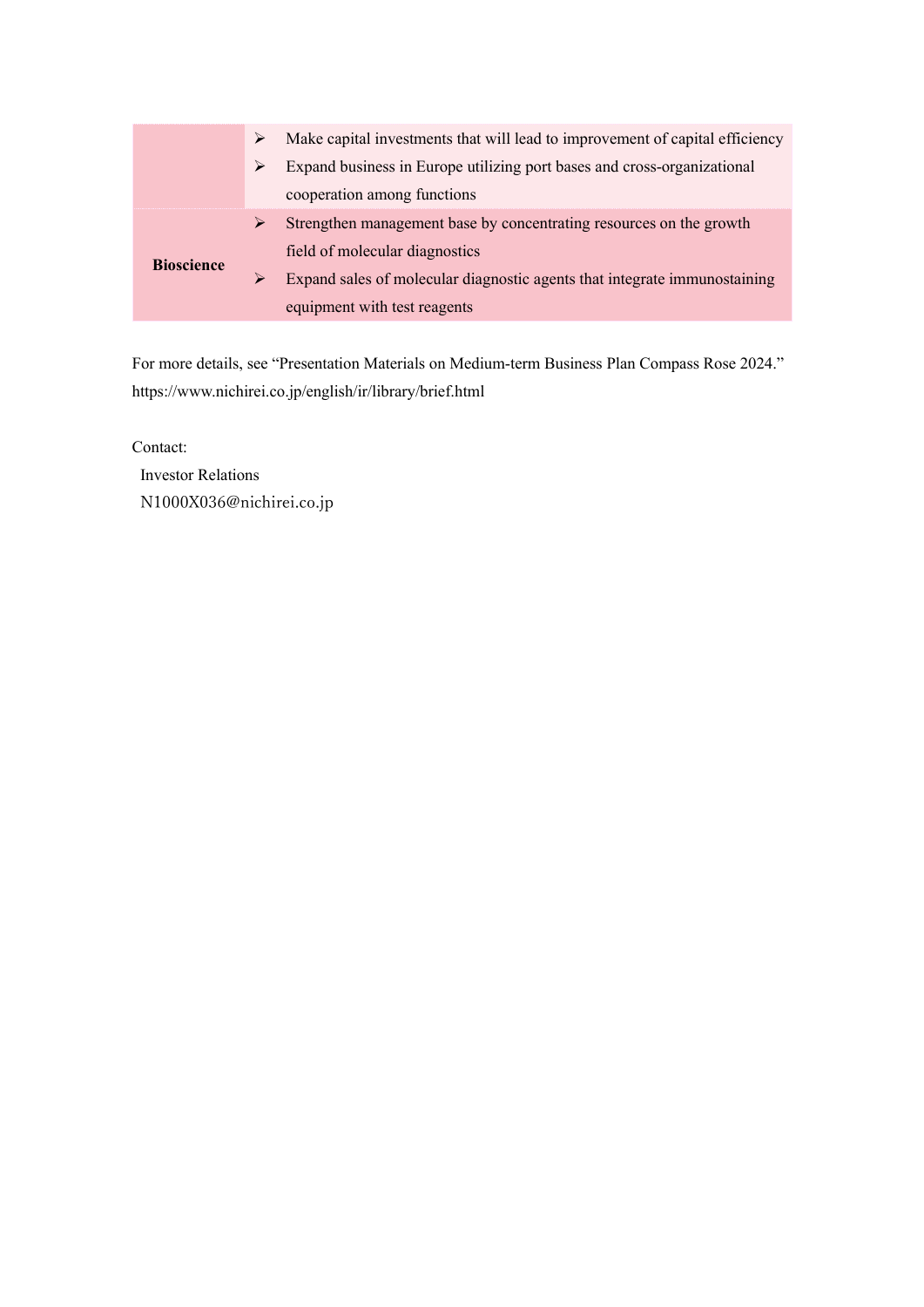| | |
|---|---|
| | ➢ Make capital investments that will lead to improvement of capital efficiency<br>➢ Expand business in Europe utilizing port bases and cross-organizational cooperation among functions |
| **Bioscience** | ➢ Strengthen management base by concentrating resources on the growth field of molecular diagnostics<br>➢ Expand sales of molecular diagnostic agents that integrate immunostaining equipment with test reagents |

For more details, see “Presentation Materials on Medium-term Business Plan Compass Rose 2024.”
https://www.nichirei.co.jp/english/ir/library/brief.html

Contact:
Investor Relations
N1000X036@nichirei.co.jp